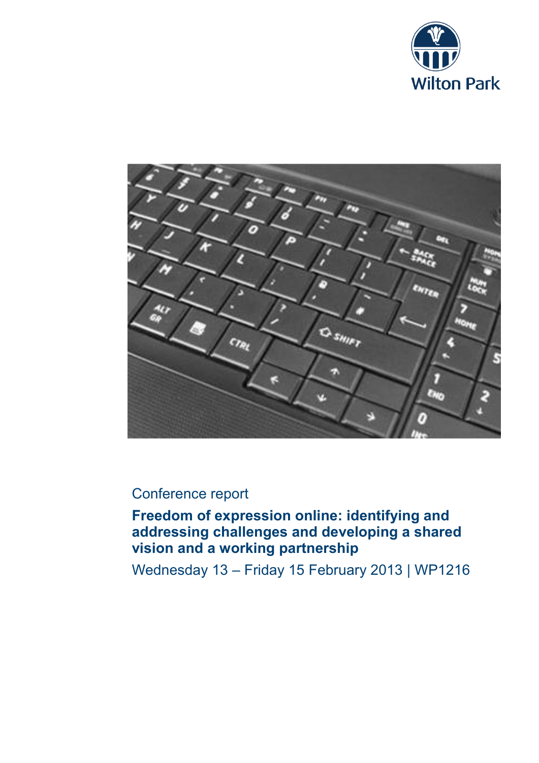Wilton Park

Conference report

# Freedom of expression online: identifying and addressing challenges and developing a shared vision and a working partnership

Wednesday 13 – Friday 15 February 2013 | WP1216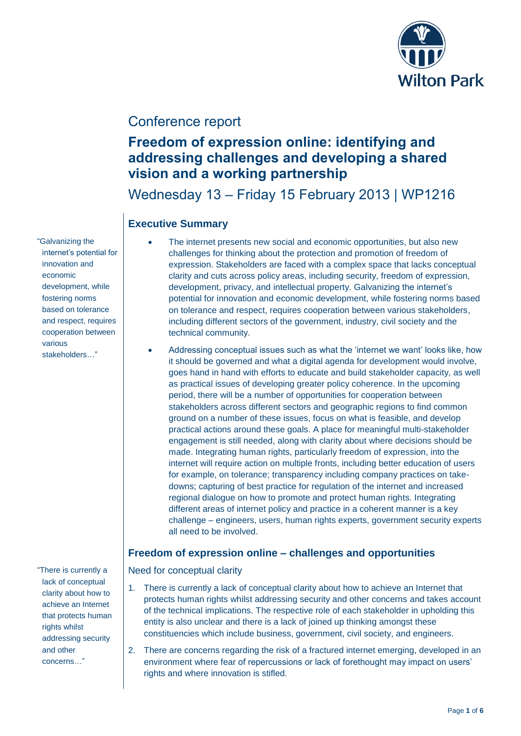Conference report

# Freedom of expression online: identifying and addressing challenges and developing a shared vision and a working partnership

Wednesday 13 – Friday 15 February 2013 | WP1216

## Executive Summary

"Galvanizing the internet's potential for innovation and economic development, while fostering norms based on tolerance and respect, requires cooperation between various stakeholders…"

- The internet presents new social and economic opportunities, but also new challenges for thinking about the protection and promotion of freedom of expression. Stakeholders are faced with a complex space that lacks conceptual clarity and cuts across policy areas, including security, freedom of expression, development, privacy, and intellectual property. Galvanizing the internet's potential for innovation and economic development, while fostering norms based on tolerance and respect, requires cooperation between various stakeholders, including different sectors of the government, industry, civil society and the technical community.
- Addressing conceptual issues such as what the 'internet we want' looks like, how it should be governed and what a digital agenda for development would involve, goes hand in hand with efforts to educate and build stakeholder capacity, as well as practical issues of developing greater policy coherence. In the upcoming period, there will be a number of opportunities for cooperation between stakeholders across different sectors and geographic regions to find common ground on a number of these issues, focus on what is feasible, and develop practical actions around these goals. A place for meaningful multi-stakeholder engagement is still needed, along with clarity about where decisions should be made. Integrating human rights, particularly freedom of expression, into the internet will require action on multiple fronts, including better education of users for example, on tolerance; transparency including company practices on take-downs; capturing of best practice for regulation of the internet and increased regional dialogue on how to promote and protect human rights. Integrating different areas of internet policy and practice in a coherent manner is a key challenge – engineers, users, human rights experts, government security experts all need to be involved.

## Freedom of expression online – challenges and opportunities

### Need for conceptual clarity

"There is currently a lack of conceptual clarity about how to achieve an Internet that protects human rights whilst addressing security and other concerns…"

1. There is currently a lack of conceptual clarity about how to achieve an Internet that protects human rights whilst addressing security and other concerns and takes account of the technical implications. The respective role of each stakeholder in upholding this entity is also unclear and there is a lack of joined up thinking amongst these constituencies which include business, government, civil society, and engineers.
2. There are concerns regarding the risk of a fractured internet emerging, developed in an environment where fear of repercussions or lack of forethought may impact on users' rights and where innovation is stifled.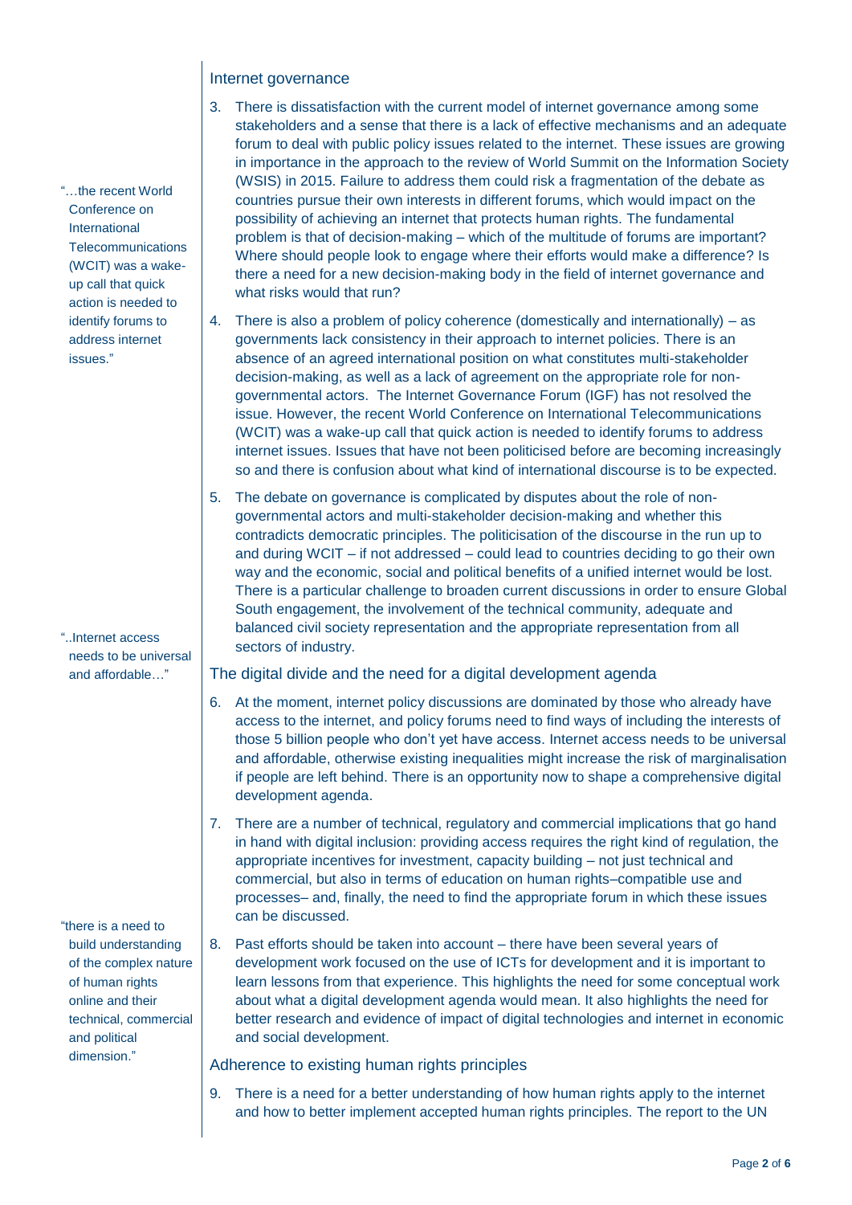## Internet governance

3. There is dissatisfaction with the current model of internet governance among some stakeholders and a sense that there is a lack of effective mechanisms and an adequate forum to deal with public policy issues related to the internet. These issues are growing in importance in the approach to the review of World Summit on the Information Society (WSIS) in 2015. Failure to address them could risk a fragmentation of the debate as countries pursue their own interests in different forums, which would impact on the possibility of achieving an internet that protects human rights. The fundamental problem is that of decision-making – which of the multitude of forums are important? Where should people look to engage where their efforts would make a difference? Is there a need for a new decision-making body in the field of internet governance and what risks would that run?

> "…the recent World Conference on International Telecommunications (WCIT) was a wake-up call that quick action is needed to identify forums to address internet issues."

4. There is also a problem of policy coherence (domestically and internationally) – as governments lack consistency in their approach to internet policies. There is an absence of an agreed international position on what constitutes multi-stakeholder decision-making, as well as a lack of agreement on the appropriate role for non-governmental actors. The Internet Governance Forum (IGF) has not resolved the issue. However, the recent World Conference on International Telecommunications (WCIT) was a wake-up call that quick action is needed to identify forums to address internet issues. Issues that have not been politicised before are becoming increasingly so and there is confusion about what kind of international discourse is to be expected.

5. The debate on governance is complicated by disputes about the role of non-governmental actors and multi-stakeholder decision-making and whether this contradicts democratic principles. The politicisation of the discourse in the run up to and during WCIT – if not addressed – could lead to countries deciding to go their own way and the economic, social and political benefits of a unified internet would be lost. There is a particular challenge to broaden current discussions in order to ensure Global South engagement, the involvement of the technical community, adequate and balanced civil society representation and the appropriate representation from all sectors of industry.

> "..Internet access needs to be universal and affordable…"

## The digital divide and the need for a digital development agenda

6. At the moment, internet policy discussions are dominated by those who already have access to the internet, and policy forums need to find ways of including the interests of those 5 billion people who don't yet have access. Internet access needs to be universal and affordable, otherwise existing inequalities might increase the risk of marginalisation if people are left behind. There is an opportunity now to shape a comprehensive digital development agenda.

7. There are a number of technical, regulatory and commercial implications that go hand in hand with digital inclusion: providing access requires the right kind of regulation, the appropriate incentives for investment, capacity building – not just technical and commercial, but also in terms of education on human rights–compatible use and processes– and, finally, the need to find the appropriate forum in which these issues can be discussed.

> "there is a need to build understanding of the complex nature of human rights online and their technical, commercial and political dimension."

8. Past efforts should be taken into account – there have been several years of development work focused on the use of ICTs for development and it is important to learn lessons from that experience. This highlights the need for some conceptual work about what a digital development agenda would mean. It also highlights the need for better research and evidence of impact of digital technologies and internet in economic and social development.

## Adherence to existing human rights principles

9. There is a need for a better understanding of how human rights apply to the internet and how to better implement accepted human rights principles. The report to the UN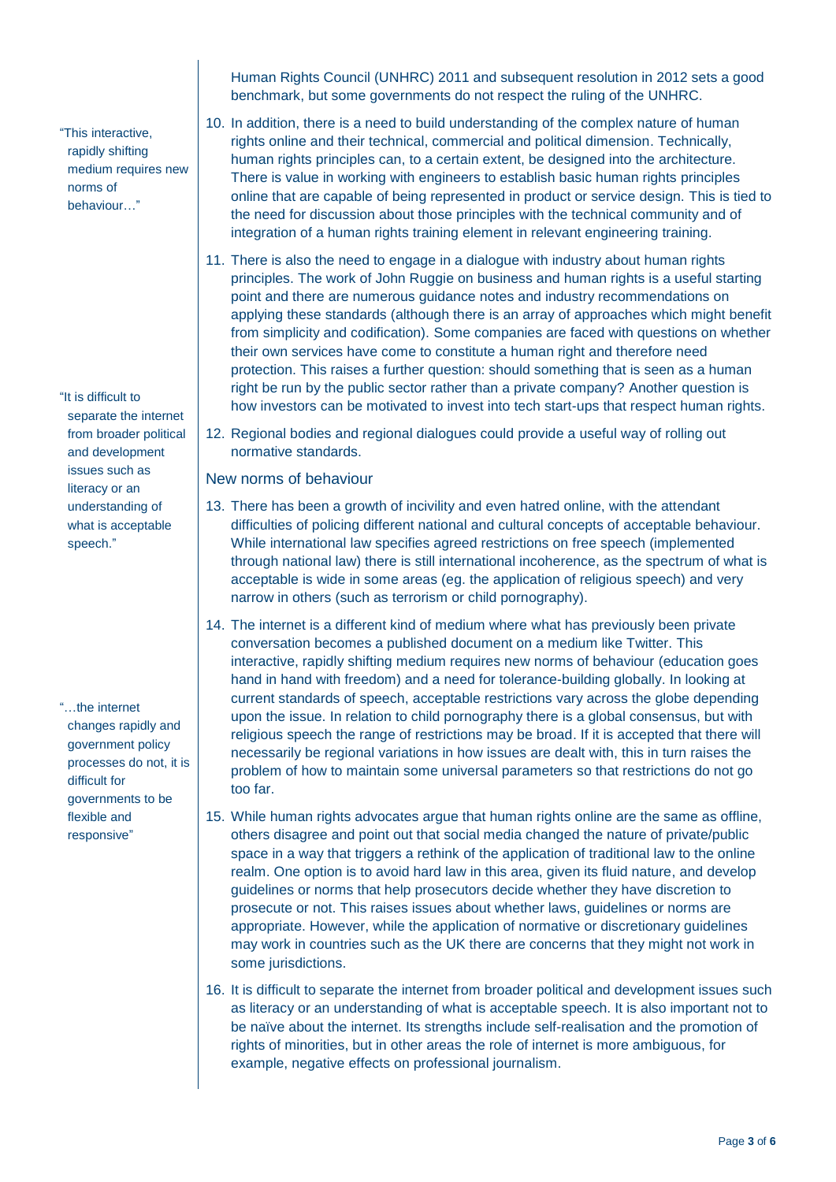Human Rights Council (UNHRC) 2011 and subsequent resolution in 2012 sets a good benchmark, but some governments do not respect the ruling of the UNHRC.

10. In addition, there is a need to build understanding of the complex nature of human rights online and their technical, commercial and political dimension. Technically, human rights principles can, to a certain extent, be designed into the architecture. There is value in working with engineers to establish basic human rights principles online that are capable of being represented in product or service design. This is tied to the need for discussion about those principles with the technical community and of integration of a human rights training element in relevant engineering training.

11. There is also the need to engage in a dialogue with industry about human rights principles. The work of John Ruggie on business and human rights is a useful starting point and there are numerous guidance notes and industry recommendations on applying these standards (although there is an array of approaches which might benefit from simplicity and codification). Some companies are faced with questions on whether their own services have come to constitute a human right and therefore need protection. This raises a further question: should something that is seen as a human right be run by the public sector rather than a private company? Another question is how investors can be motivated to invest into tech start-ups that respect human rights.

12. Regional bodies and regional dialogues could provide a useful way of rolling out normative standards.

## New norms of behaviour

13. There has been a growth of incivility and even hatred online, with the attendant difficulties of policing different national and cultural concepts of acceptable behaviour. While international law specifies agreed restrictions on free speech (implemented through national law) there is still international incoherence, as the spectrum of what is acceptable is wide in some areas (eg. the application of religious speech) and very narrow in others (such as terrorism or child pornography).

14. The internet is a different kind of medium where what has previously been private conversation becomes a published document on a medium like Twitter. This interactive, rapidly shifting medium requires new norms of behaviour (education goes hand in hand with freedom) and a need for tolerance-building globally. In looking at current standards of speech, acceptable restrictions vary across the globe depending upon the issue. In relation to child pornography there is a global consensus, but with religious speech the range of restrictions may be broad. If it is accepted that there will necessarily be regional variations in how issues are dealt with, this in turn raises the problem of how to maintain some universal parameters so that restrictions do not go too far.

15. While human rights advocates argue that human rights online are the same as offline, others disagree and point out that social media changed the nature of private/public space in a way that triggers a rethink of the application of traditional law to the online realm. One option is to avoid hard law in this area, given its fluid nature, and develop guidelines or norms that help prosecutors decide whether they have discretion to prosecute or not. This raises issues about whether laws, guidelines or norms are appropriate. However, while the application of normative or discretionary guidelines may work in countries such as the UK there are concerns that they might not work in some jurisdictions.

16. It is difficult to separate the internet from broader political and development issues such as literacy or an understanding of what is acceptable speech. It is also important not to be naïve about the internet. Its strengths include self-realisation and the promotion of rights of minorities, but in other areas the role of internet is more ambiguous, for example, negative effects on professional journalism.

> "This interactive, rapidly shifting medium requires new norms of behaviour…"

> "It is difficult to separate the internet from broader political and development issues such as literacy or an understanding of what is acceptable speech."

> "…the internet changes rapidly and government policy processes do not, it is difficult for governments to be flexible and responsive"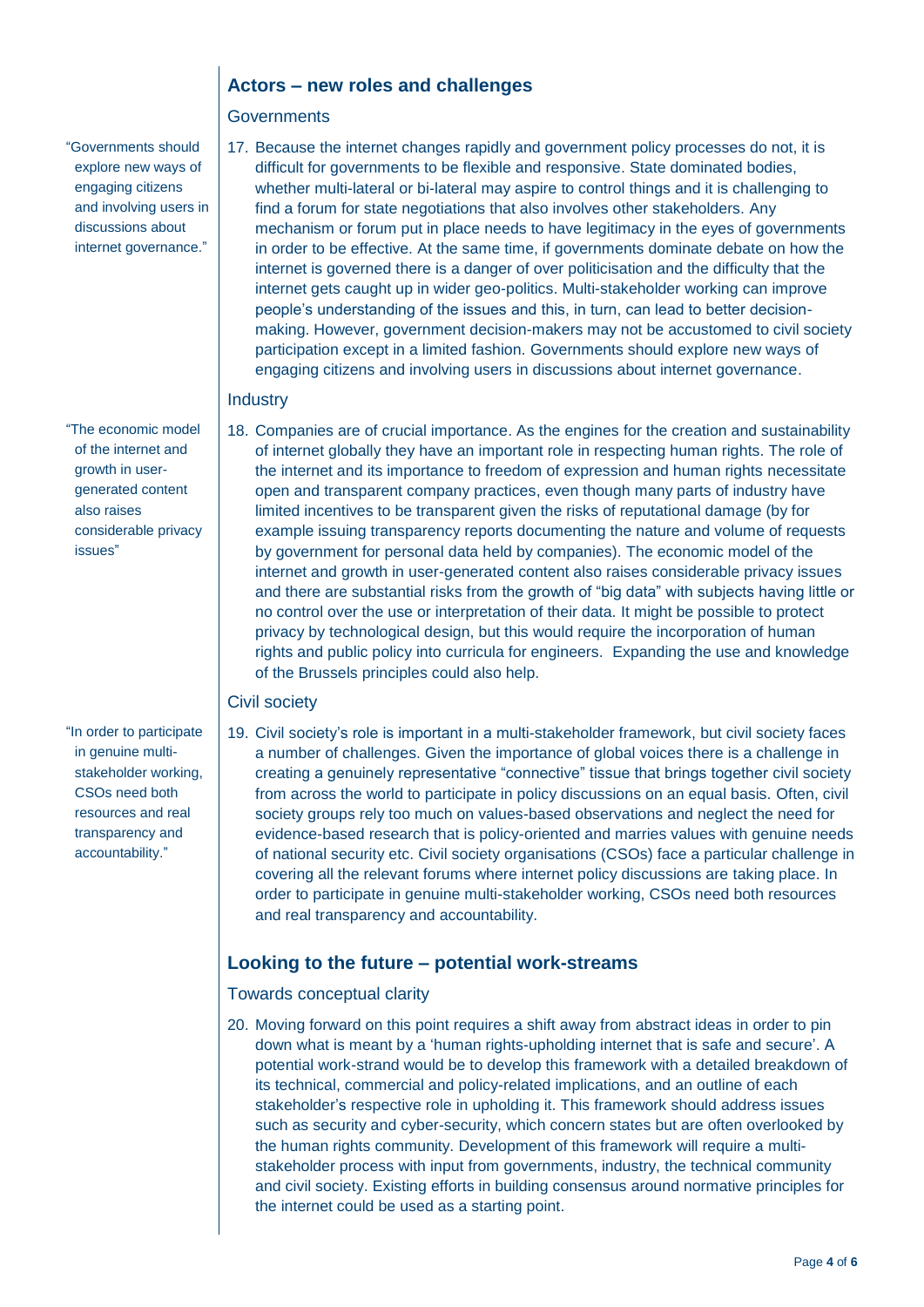## Actors – new roles and challenges

### Governments

> "Governments should explore new ways of engaging citizens and involving users in discussions about internet governance."

17. Because the internet changes rapidly and government policy processes do not, it is difficult for governments to be flexible and responsive. State dominated bodies, whether multi-lateral or bi-lateral may aspire to control things and it is challenging to find a forum for state negotiations that also involves other stakeholders. Any mechanism or forum put in place needs to have legitimacy in the eyes of governments in order to be effective. At the same time, if governments dominate debate on how the internet is governed there is a danger of over politicisation and the difficulty that the internet gets caught up in wider geo-politics. Multi-stakeholder working can improve people's understanding of the issues and this, in turn, can lead to better decision-making. However, government decision-makers may not be accustomed to civil society participation except in a limited fashion. Governments should explore new ways of engaging citizens and involving users in discussions about internet governance.

### Industry

> "The economic model of the internet and growth in user-generated content also raises considerable privacy issues"

18. Companies are of crucial importance. As the engines for the creation and sustainability of internet globally they have an important role in respecting human rights. The role of the internet and its importance to freedom of expression and human rights necessitate open and transparent company practices, even though many parts of industry have limited incentives to be transparent given the risks of reputational damage (by for example issuing transparency reports documenting the nature and volume of requests by government for personal data held by companies). The economic model of the internet and growth in user-generated content also raises considerable privacy issues and there are substantial risks from the growth of "big data" with subjects having little or no control over the use or interpretation of their data. It might be possible to protect privacy by technological design, but this would require the incorporation of human rights and public policy into curricula for engineers. Expanding the use and knowledge of the Brussels principles could also help.

### Civil society

> "In order to participate in genuine multi-stakeholder working, CSOs need both resources and real transparency and accountability."

19. Civil society's role is important in a multi-stakeholder framework, but civil society faces a number of challenges. Given the importance of global voices there is a challenge in creating a genuinely representative "connective" tissue that brings together civil society from across the world to participate in policy discussions on an equal basis. Often, civil society groups rely too much on values-based observations and neglect the need for evidence-based research that is policy-oriented and marries values with genuine needs of national security etc. Civil society organisations (CSOs) face a particular challenge in covering all the relevant forums where internet policy discussions are taking place. In order to participate in genuine multi-stakeholder working, CSOs need both resources and real transparency and accountability.

## Looking to the future – potential work-streams

### Towards conceptual clarity

20. Moving forward on this point requires a shift away from abstract ideas in order to pin down what is meant by a 'human rights-upholding internet that is safe and secure'. A potential work-strand would be to develop this framework with a detailed breakdown of its technical, commercial and policy-related implications, and an outline of each stakeholder's respective role in upholding it. This framework should address issues such as security and cyber-security, which concern states but are often overlooked by the human rights community. Development of this framework will require a multi-stakeholder process with input from governments, industry, the technical community and civil society. Existing efforts in building consensus around normative principles for the internet could be used as a starting point.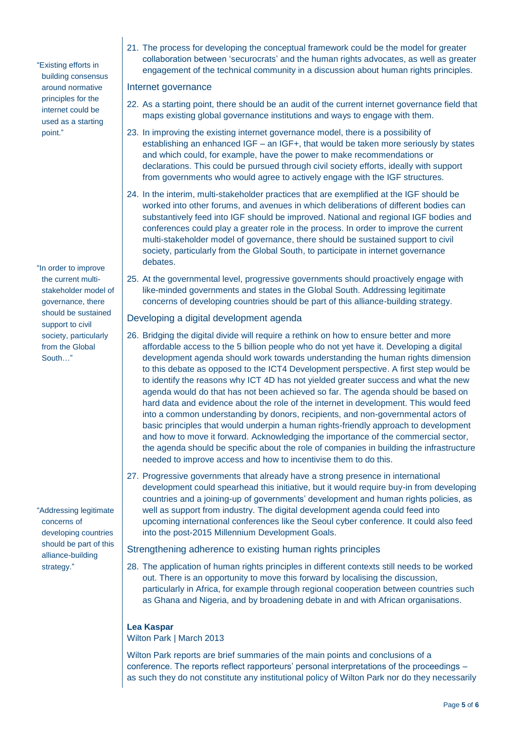"Existing efforts in building consensus around normative principles for the internet could be used as a starting point."

21. The process for developing the conceptual framework could be the model for greater collaboration between 'securocrats' and the human rights advocates, as well as greater engagement of the technical community in a discussion about human rights principles.

### Internet governance

22. As a starting point, there should be an audit of the current internet governance field that maps existing global governance institutions and ways to engage with them.
23. In improving the existing internet governance model, there is a possibility of establishing an enhanced IGF – an IGF+, that would be taken more seriously by states and which could, for example, have the power to make recommendations or declarations. This could be pursued through civil society efforts, ideally with support from governments who would agree to actively engage with the IGF structures.
24. In the interim, multi-stakeholder practices that are exemplified at the IGF should be worked into other forums, and avenues in which deliberations of different bodies can substantively feed into IGF should be improved. National and regional IGF bodies and conferences could play a greater role in the process. In order to improve the current multi-stakeholder model of governance, there should be sustained support to civil society, particularly from the Global South, to participate in internet governance debates.

"In order to improve the current multi-stakeholder model of governance, there should be sustained support to civil society, particularly from the Global South…"

25. At the governmental level, progressive governments should proactively engage with like-minded governments and states in the Global South. Addressing legitimate concerns of developing countries should be part of this alliance-building strategy.

### Developing a digital development agenda

26. Bridging the digital divide will require a rethink on how to ensure better and more affordable access to the 5 billion people who do not yet have it. Developing a digital development agenda should work towards understanding the human rights dimension to this debate as opposed to the ICT4 Development perspective. A first step would be to identify the reasons why ICT 4D has not yielded greater success and what the new agenda would do that has not been achieved so far. The agenda should be based on hard data and evidence about the role of the internet in development. This would feed into a common understanding by donors, recipients, and non-governmental actors of basic principles that would underpin a human rights-friendly approach to development and how to move it forward. Acknowledging the importance of the commercial sector, the agenda should be specific about the role of companies in building the infrastructure needed to improve access and how to incentivise them to do this.
27. Progressive governments that already have a strong presence in international development could spearhead this initiative, but it would require buy-in from developing countries and a joining-up of governments' development and human rights policies, as well as support from industry. The digital development agenda could feed into upcoming international conferences like the Seoul cyber conference. It could also feed into the post-2015 Millennium Development Goals.

"Addressing legitimate concerns of developing countries should be part of this alliance-building strategy."

### Strengthening adherence to existing human rights principles

28. The application of human rights principles in different contexts still needs to be worked out. There is an opportunity to move this forward by localising the discussion, particularly in Africa, for example through regional cooperation between countries such as Ghana and Nigeria, and by broadening debate in and with African organisations.

**Lea Kaspar**
Wilton Park | March 2013

Wilton Park reports are brief summaries of the main points and conclusions of a conference. The reports reflect rapporteurs' personal interpretations of the proceedings – as such they do not constitute any institutional policy of Wilton Park nor do they necessarily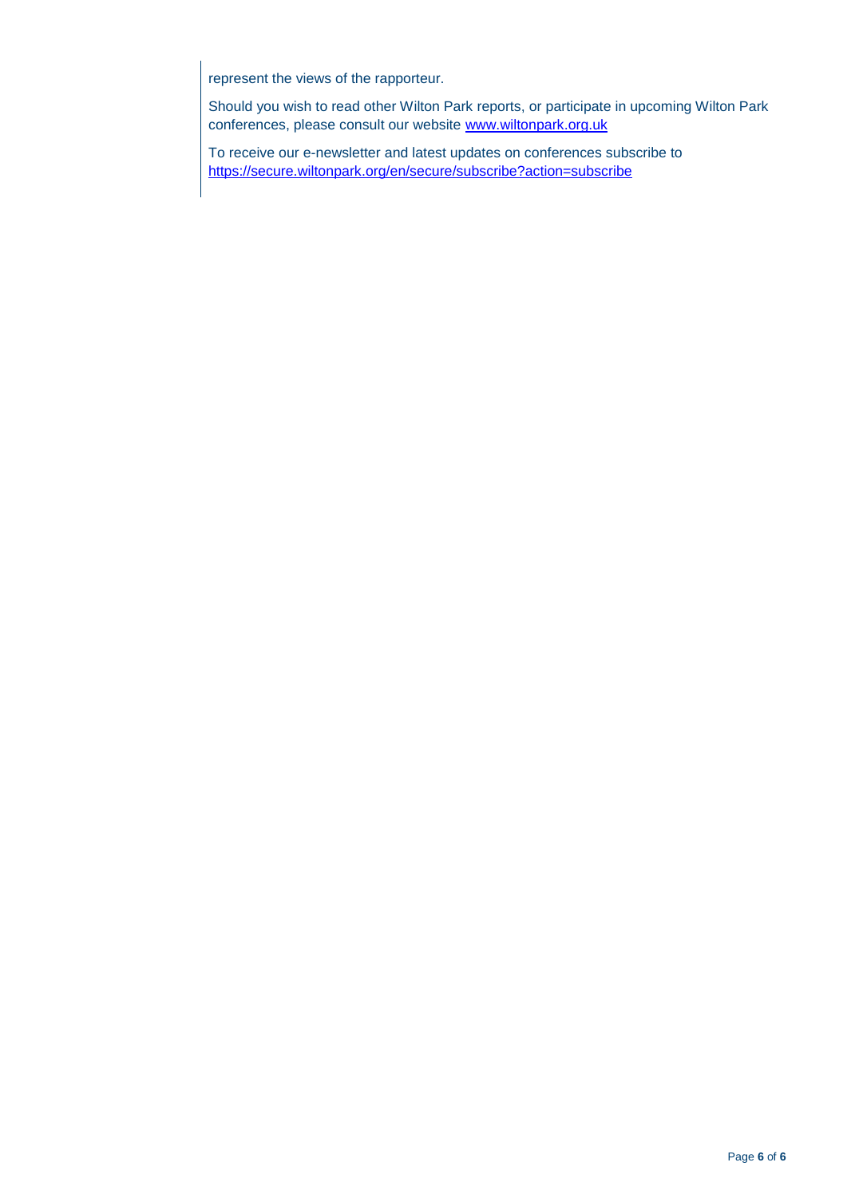represent the views of the rapporteur.

Should you wish to read other Wilton Park reports, or participate in upcoming Wilton Park conferences, please consult our website [www.wiltonpark.org.uk](http://www.wiltonpark.org.uk)

To receive our e-newsletter and latest updates on conferences subscribe to [https://secure.wiltonpark.org/en/secure/subscribe?action=subscribe](https://secure.wiltonpark.org/en/secure/subscribe?action=subscribe)